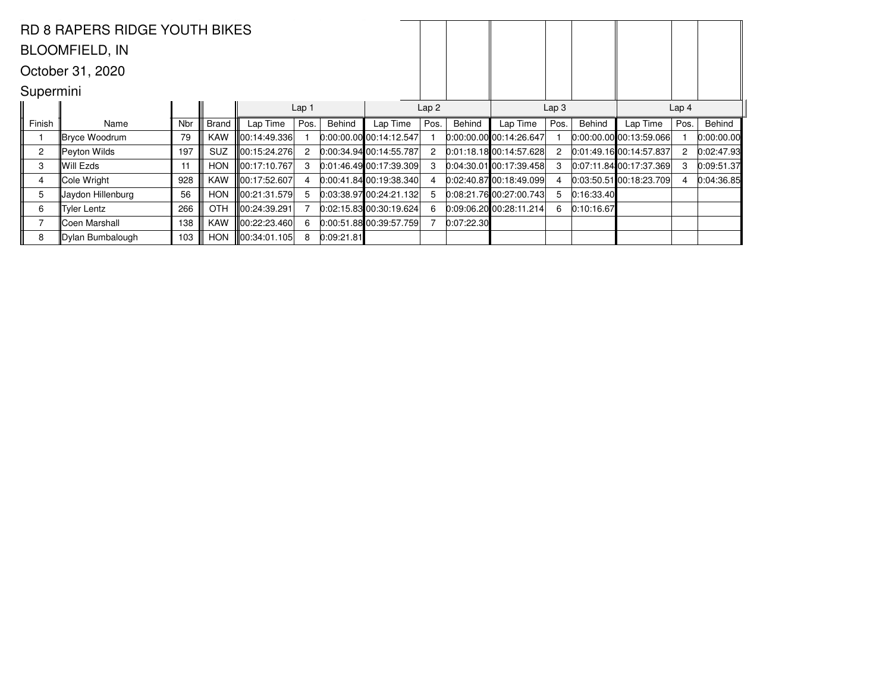RD 8 RAPERS RIDGE YOUTH BIKES

BLOOMFIELD, IN

October 31, 2020

Supermini

| | | | | Lap 1 | | | Lap 2 | | | Lap 3 | | | Lap 4 | | |
|---|---|---|---|---|---|---|---|---|---|---|---|---|---|---|---|
| Finish | Name | Nbr | Brand | Lap Time | Pos. | Behind | Lap Time | Pos. | Behind | Lap Time | Pos. | Behind | Lap Time | Pos. | Behind |
| 1 | Bryce Woodrum | 79 | KAW | 00:14:49.336 | 1 | 0:00:00.00 | 00:14:12.547 | 1 | 0:00:00.00 | 00:14:26.647 | 1 | 0:00:00.00 | 00:13:59.066 | 1 | 0:00:00.00 |
| 2 | Peyton Wilds | 197 | SUZ | 00:15:24.276 | 2 | 0:00:34.94 | 00:14:55.787 | 2 | 0:01:18.18 | 00:14:57.628 | 2 | 0:01:49.16 | 00:14:57.837 | 2 | 0:02:47.93 |
| 3 | Will Ezds | 11 | HON | 00:17:10.767 | 3 | 0:01:46.49 | 00:17:39.309 | 3 | 0:04:30.01 | 00:17:39.458 | 3 | 0:07:11.84 | 00:17:37.369 | 3 | 0:09:51.37 |
| 4 | Cole Wright | 928 | KAW | 00:17:52.607 | 4 | 0:00:41.84 | 00:19:38.340 | 4 | 0:02:40.87 | 00:18:49.099 | 4 | 0:03:50.51 | 00:18:23.709 | 4 | 0:04:36.85 |
| 5 | Jaydon Hillenburg | 56 | HON | 00:21:31.579 | 5 | 0:03:38.97 | 00:24:21.132 | 5 | 0:08:21.76 | 00:27:00.743 | 5 | 0:16:33.40 | | | |
| 6 | Tyler Lentz | 266 | OTH | 00:24:39.291 | 7 | 0:02:15.83 | 00:30:19.624 | 6 | 0:09:06.20 | 00:28:11.214 | 6 | 0:10:16.67 | | | |
| 7 | Coen Marshall | 138 | KAW | 00:22:23.460 | 6 | 0:00:51.88 | 00:39:57.759 | 7 | 0:07:22.30 | | | | | | |
| 8 | Dylan Bumbalough | 103 | HON | 00:34:01.105 | 8 | 0:09:21.81 | | | | | | | | | |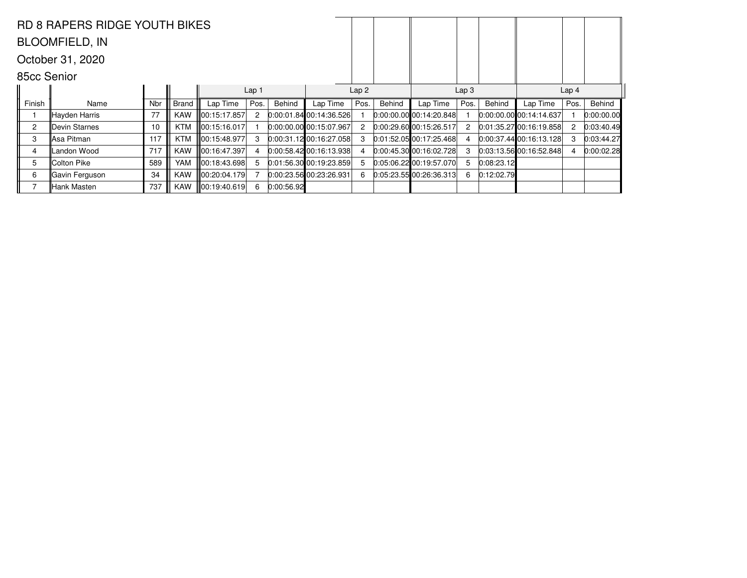RD 8 RAPERS RIDGE YOUTH BIKES

BLOOMFIELD, IN

October 31, 2020

85cc Senior

| | | | | Lap 1 | | | Lap 2 | | | Lap 3 | | | Lap 4 | | |
|---|---|---|---|---|---|---|---|---|---|---|---|---|---|---|---|
| Finish | Name | Nbr | Brand | Lap Time | Pos. | Behind | Lap Time | Pos. | Behind | Lap Time | Pos. | Behind | Lap Time | Pos. | Behind |
| 1 | Hayden Harris | 77 | KAW | 00:15:17.857 | 2 | 0:00:01.84 | 00:14:36.526 | 1 | 0:00:00.00 | 00:14:20.848 | 1 | 0:00:00.00 | 00:14:14.637 | 1 | 0:00:00.00 |
| 2 | Devin Starnes | 10 | KTM | 00:15:16.017 | 1 | 0:00:00.00 | 00:15:07.967 | 2 | 0:00:29.60 | 00:15:26.517 | 2 | 0:01:35.27 | 00:16:19.858 | 2 | 0:03:40.49 |
| 3 | Asa Pitman | 117 | KTM | 00:15:48.977 | 3 | 0:00:31.12 | 00:16:27.058 | 3 | 0:01:52.05 | 00:17:25.468 | 4 | 0:00:37.44 | 00:16:13.128 | 3 | 0:03:44.27 |
| 4 | Landon Wood | 717 | KAW | 00:16:47.397 | 4 | 0:00:58.42 | 00:16:13.938 | 4 | 0:00:45.30 | 00:16:02.728 | 3 | 0:03:13.56 | 00:16:52.848 | 4 | 0:00:02.28 |
| 5 | Colton Pike | 589 | YAM | 00:18:43.698 | 5 | 0:01:56.30 | 00:19:23.859 | 5 | 0:05:06.22 | 00:19:57.070 | 5 | 0:08:23.12 | | | |
| 6 | Gavin Ferguson | 34 | KAW | 00:20:04.179 | 7 | 0:00:23.56 | 00:23:26.931 | 6 | 0:05:23.55 | 00:26:36.313 | 6 | 0:12:02.79 | | | |
| 7 | Hank Masten | 737 | KAW | 00:19:40.619 | 6 | 0:00:56.92 | | | | | | | | | |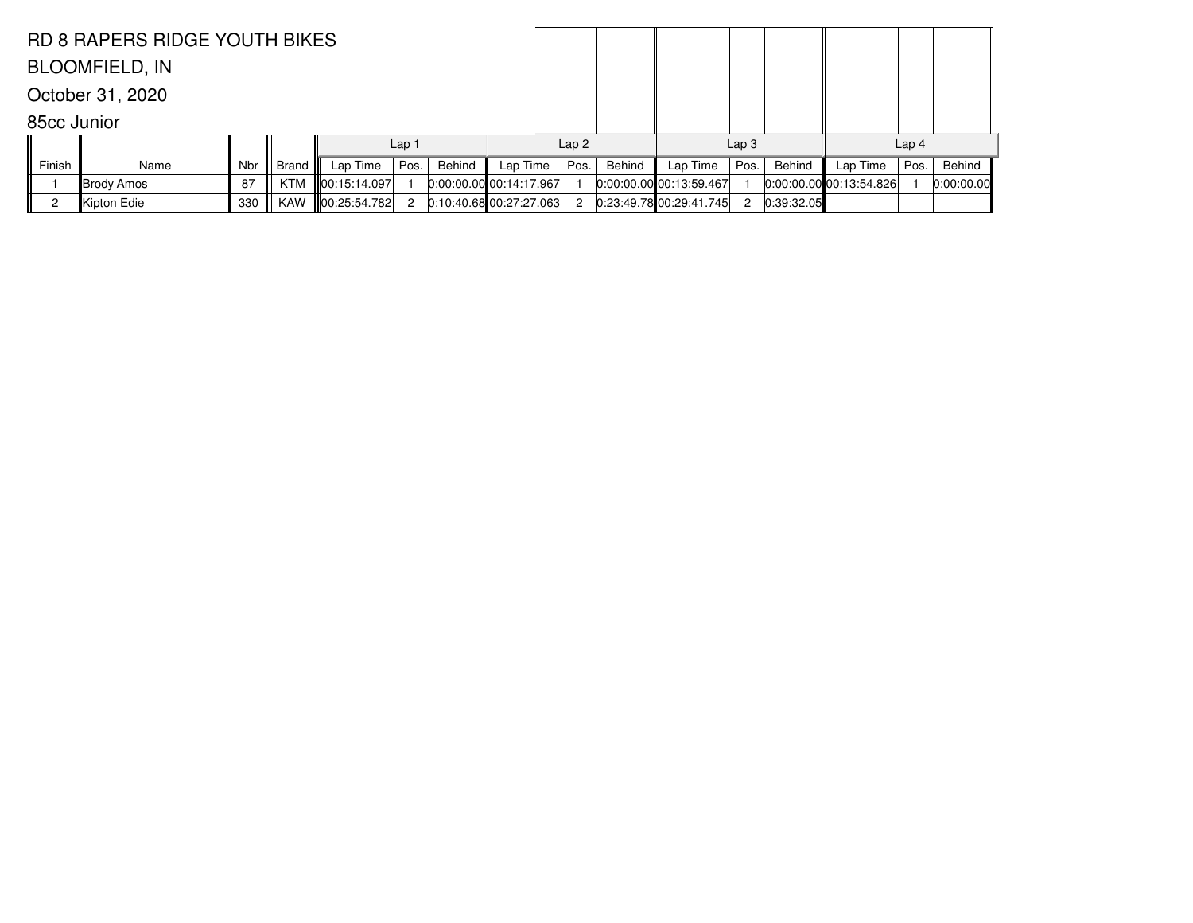RD 8 RAPERS RIDGE YOUTH BIKES

BLOOMFIELD, IN

October 31, 2020

85cc Junior

| | | | | Lap 1 | | | Lap 2 | | | Lap 3 | | | Lap 4 | | |
|---|---|---|---|---|---|---|---|---|---|---|---|---|---|---|---|
| Finish | Name | Nbr | Brand | Lap Time | Pos. | Behind | Lap Time | Pos. | Behind | Lap Time | Pos. | Behind | Lap Time | Pos. | Behind |
| 1 | Brody Amos | 87 | KTM | 00:15:14.097 | 1 | 0:00:00.00 | 00:14:17.967 | 1 | 0:00:00.00 | 00:13:59.467 | 1 | 0:00:00.00 | 00:13:54.826 | 1 | 0:00:00.00 |
| 2 | Kipton Edie | 330 | KAW | 00:25:54.782 | 2 | 0:10:40.68 | 00:27:27.063 | 2 | 0:23:49.78 | 00:29:41.745 | 2 | 0:39:32.05 | | | |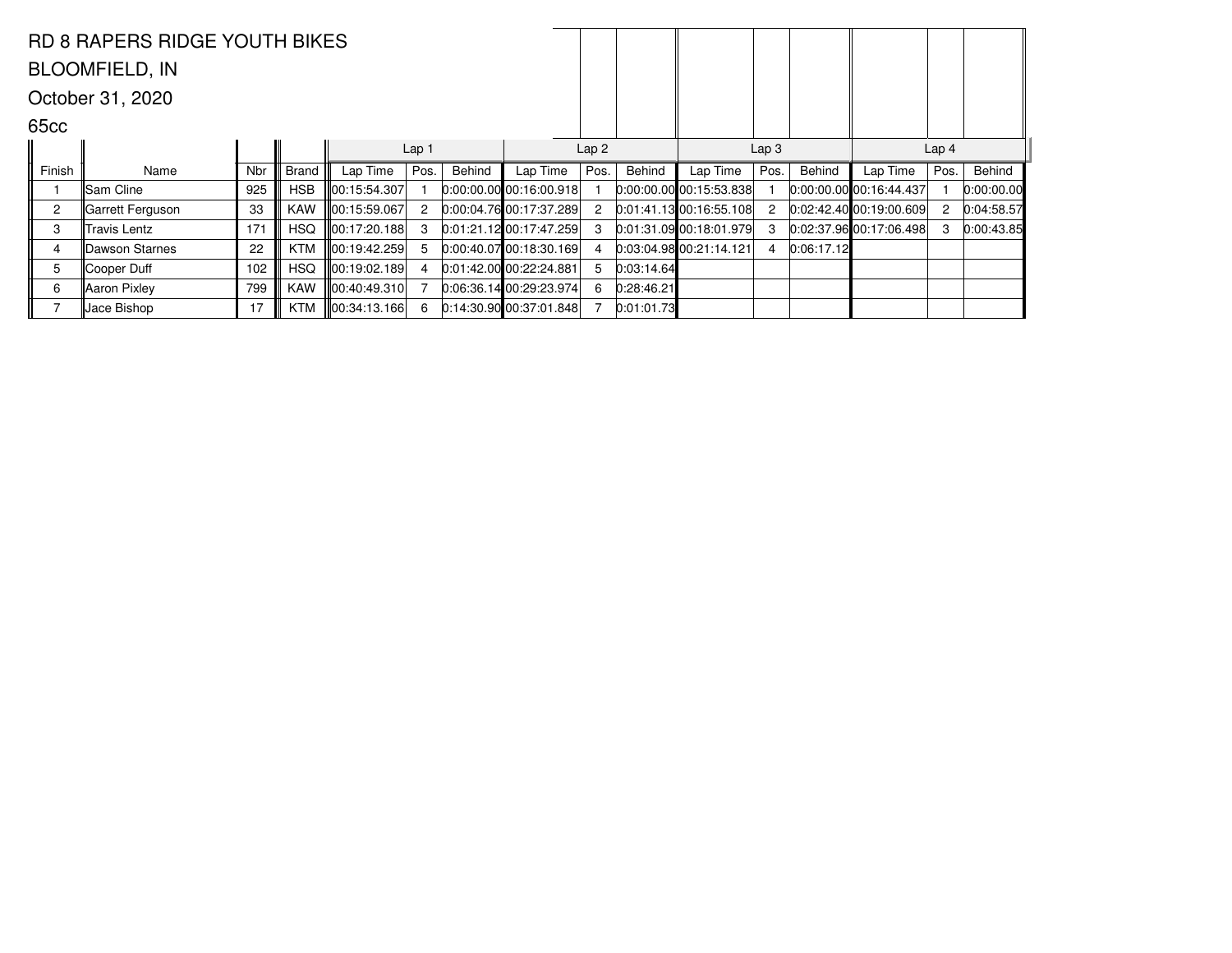RD 8 RAPERS RIDGE YOUTH BIKES

BLOOMFIELD, IN

October 31, 2020

65cc

| | | | | Lap 1 | | | Lap 2 | | | Lap 3 | | | Lap 4 | | |
|---|---|---|---|---|---|---|---|---|---|---|---|---|---|---|---|
| Finish | Name | Nbr | Brand | Lap Time | Pos. | Behind | Lap Time | Pos. | Behind | Lap Time | Pos. | Behind | Lap Time | Pos. | Behind |
| 1 | Sam Cline | 925 | HSB | 00:15:54.307 | 1 | 0:00:00.00 | 00:16:00.918 | 1 | 0:00:00.00 | 00:15:53.838 | 1 | 0:00:00.00 | 00:16:44.437 | 1 | 0:00:00.00 |
| 2 | Garrett Ferguson | 33 | KAW | 00:15:59.067 | 2 | 0:00:04.76 | 00:17:37.289 | 2 | 0:01:41.13 | 00:16:55.108 | 2 | 0:02:42.40 | 00:19:00.609 | 2 | 0:04:58.57 |
| 3 | Travis Lentz | 171 | HSQ | 00:17:20.188 | 3 | 0:01:21.12 | 00:17:47.259 | 3 | 0:01:31.09 | 00:18:01.979 | 3 | 0:02:37.96 | 00:17:06.498 | 3 | 0:00:43.85 |
| 4 | Dawson Starnes | 22 | KTM | 00:19:42.259 | 5 | 0:00:40.07 | 00:18:30.169 | 4 | 0:03:04.98 | 00:21:14.121 | 4 | 0:06:17.12 | | | |
| 5 | Cooper Duff | 102 | HSQ | 00:19:02.189 | 4 | 0:01:42.00 | 00:22:24.881 | 5 | 0:03:14.64 | | | | | | |
| 6 | Aaron Pixley | 799 | KAW | 00:40:49.310 | 7 | 0:06:36.14 | 00:29:23.974 | 6 | 0:28:46.21 | | | | | | |
| 7 | Jace Bishop | 17 | KTM | 00:34:13.166 | 6 | 0:14:30.90 | 00:37:01.848 | 7 | 0:01:01.73 | | | | | | |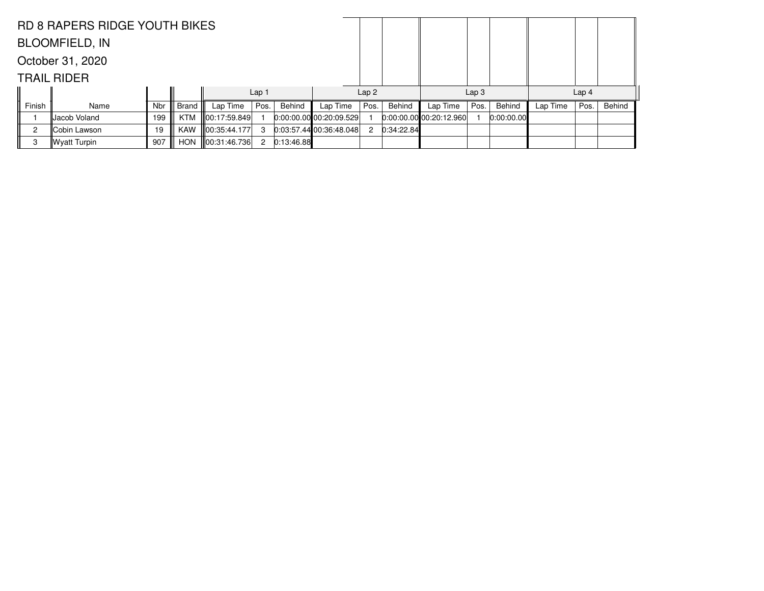RD 8 RAPERS RIDGE YOUTH BIKES

BLOOMFIELD, IN

October 31, 2020

TRAIL RIDER

| | | | | Lap 1 | | | Lap 2 | | | Lap 3 | | | Lap 4 | | |
|---|---|---|---|---|---|---|---|---|---|---|---|---|---|---|---|
| Finish | Name | Nbr | Brand | Lap Time | Pos. | Behind | Lap Time | Pos. | Behind | Lap Time | Pos. | Behind | Lap Time | Pos. | Behind |
| 1 | Jacob Voland | 199 | KTM | 00:17:59.849 | 1 | 0:00:00.00 | 00:20:09.529 | 1 | 0:00:00.00 | 00:20:12.960 | 1 | 0:00:00.00 | | | |
| 2 | Cobin Lawson | 19 | KAW | 00:35:44.177 | 3 | 0:03:57.44 | 00:36:48.048 | 2 | 0:34:22.84 | | | | | | |
| 3 | Wyatt Turpin | 907 | HON | 00:31:46.736 | 2 | 0:13:46.88 | | | | | | | | | |